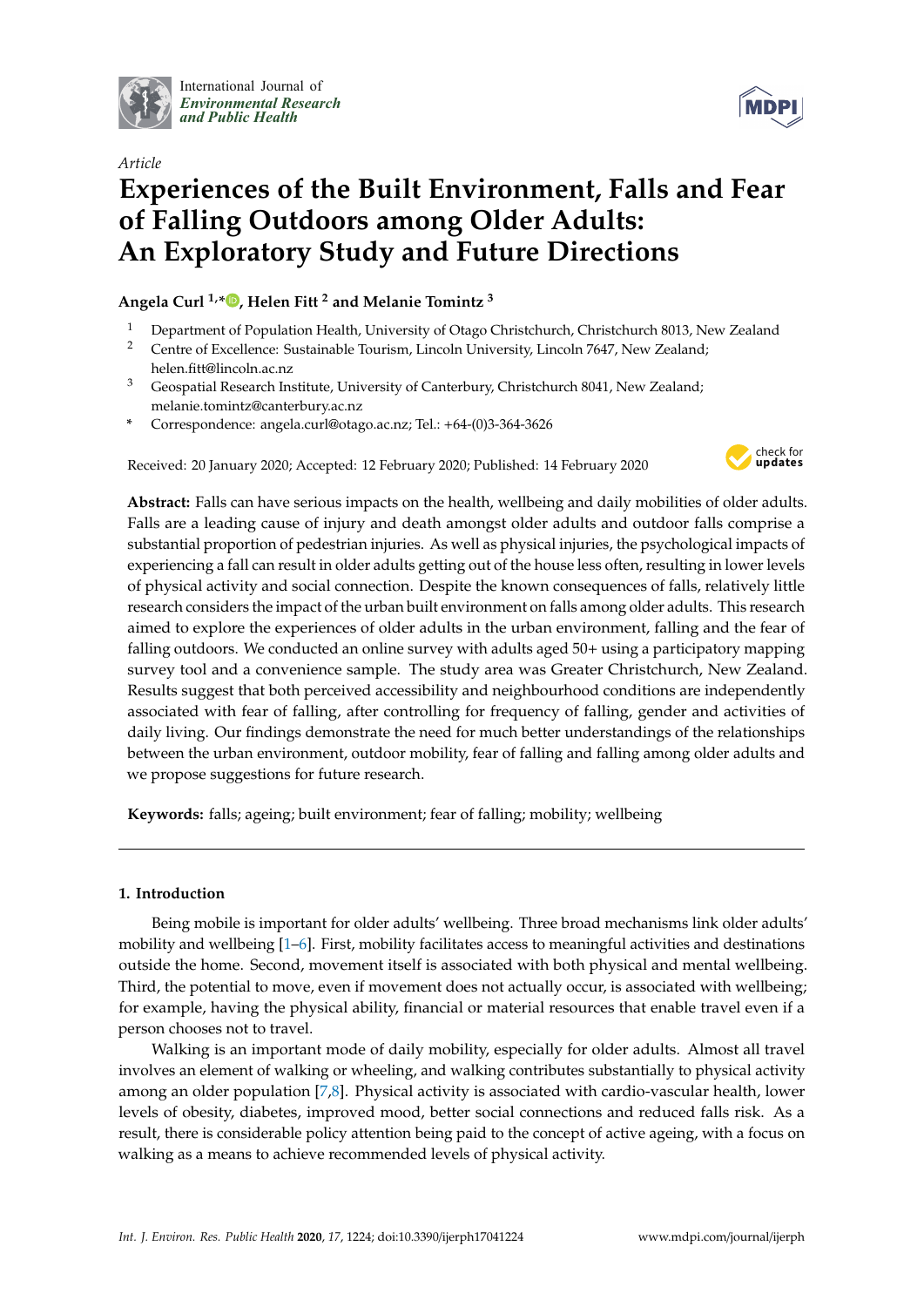International Journal of *Environmental Research and Public Health*

*Article*

# Experiences of the Built Environment, Falls and Fear of Falling Outdoors among Older Adults: An Exploratory Study and Future Directions

**Angela Curl [1,*], Helen Fitt [2] and Melanie Tomintz [3]**

[1] Department of Population Health, University of Otago Christchurch, Christchurch 8013, New Zealand
[2] Centre of Excellence: Sustainable Tourism, Lincoln University, Lincoln 7647, New Zealand; helen.fitt@lincoln.ac.nz
[3] Geospatial Research Institute, University of Canterbury, Christchurch 8041, New Zealand; melanie.tomintz@canterbury.ac.nz
[*] Correspondence: angela.curl@otago.ac.nz; Tel.: +64-(0)3-364-3626

Received: 20 January 2020; Accepted: 12 February 2020; Published: 14 February 2020

**Abstract:** Falls can have serious impacts on the health, wellbeing and daily mobilities of older adults. Falls are a leading cause of injury and death amongst older adults and outdoor falls comprise a substantial proportion of pedestrian injuries. As well as physical injuries, the psychological impacts of experiencing a fall can result in older adults getting out of the house less often, resulting in lower levels of physical activity and social connection. Despite the known consequences of falls, relatively little research considers the impact of the urban built environment on falls among older adults. This research aimed to explore the experiences of older adults in the urban environment, falling and the fear of falling outdoors. We conducted an online survey with adults aged 50+ using a participatory mapping survey tool and a convenience sample. The study area was Greater Christchurch, New Zealand. Results suggest that both perceived accessibility and neighbourhood conditions are independently associated with fear of falling, after controlling for frequency of falling, gender and activities of daily living. Our findings demonstrate the need for much better understandings of the relationships between the urban environment, outdoor mobility, fear of falling and falling among older adults and we propose suggestions for future research.

**Keywords:** falls; ageing; built environment; fear of falling; mobility; wellbeing

## 1. Introduction

Being mobile is important for older adults' wellbeing. Three broad mechanisms link older adults' mobility and wellbeing [1–6]. First, mobility facilitates access to meaningful activities and destinations outside the home. Second, movement itself is associated with both physical and mental wellbeing. Third, the potential to move, even if movement does not actually occur, is associated with wellbeing; for example, having the physical ability, financial or material resources that enable travel even if a person chooses not to travel.

Walking is an important mode of daily mobility, especially for older adults. Almost all travel involves an element of walking or wheeling, and walking contributes substantially to physical activity among an older population [7,8]. Physical activity is associated with cardio-vascular health, lower levels of obesity, diabetes, improved mood, better social connections and reduced falls risk. As a result, there is considerable policy attention being paid to the concept of active ageing, with a focus on walking as a means to achieve recommended levels of physical activity.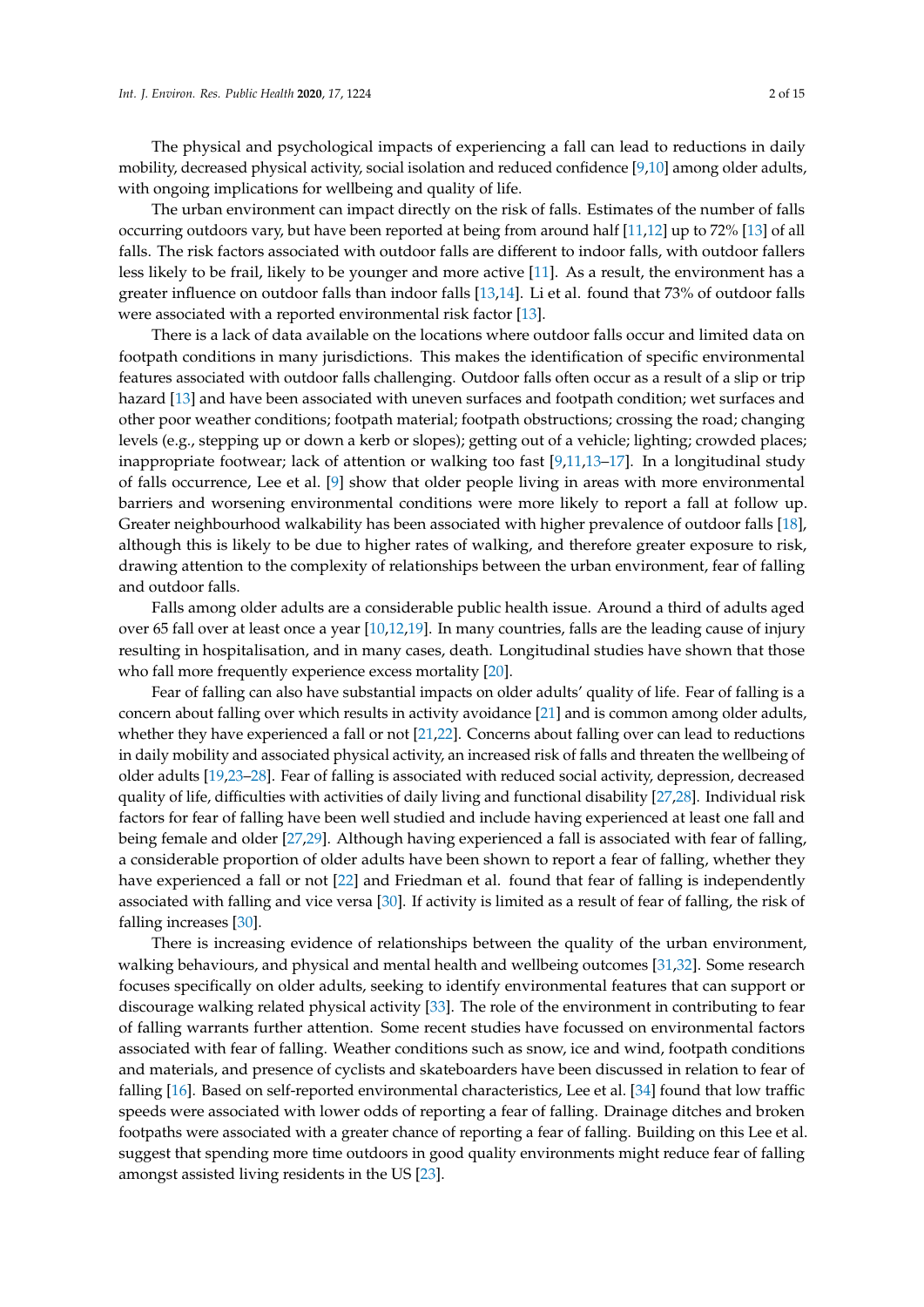The physical and psychological impacts of experiencing a fall can lead to reductions in daily mobility, decreased physical activity, social isolation and reduced confidence [9,10] among older adults, with ongoing implications for wellbeing and quality of life.

The urban environment can impact directly on the risk of falls. Estimates of the number of falls occurring outdoors vary, but have been reported at being from around half [11,12] up to 72% [13] of all falls. The risk factors associated with outdoor falls are different to indoor falls, with outdoor fallers less likely to be frail, likely to be younger and more active [11]. As a result, the environment has a greater influence on outdoor falls than indoor falls [13,14]. Li et al. found that 73% of outdoor falls were associated with a reported environmental risk factor [13].

There is a lack of data available on the locations where outdoor falls occur and limited data on footpath conditions in many jurisdictions. This makes the identification of specific environmental features associated with outdoor falls challenging. Outdoor falls often occur as a result of a slip or trip hazard [13] and have been associated with uneven surfaces and footpath condition; wet surfaces and other poor weather conditions; footpath material; footpath obstructions; crossing the road; changing levels (e.g., stepping up or down a kerb or slopes); getting out of a vehicle; lighting; crowded places; inappropriate footwear; lack of attention or walking too fast [9,11,13–17]. In a longitudinal study of falls occurrence, Lee et al. [9] show that older people living in areas with more environmental barriers and worsening environmental conditions were more likely to report a fall at follow up. Greater neighbourhood walkability has been associated with higher prevalence of outdoor falls [18], although this is likely to be due to higher rates of walking, and therefore greater exposure to risk, drawing attention to the complexity of relationships between the urban environment, fear of falling and outdoor falls.

Falls among older adults are a considerable public health issue. Around a third of adults aged over 65 fall over at least once a year [10,12,19]. In many countries, falls are the leading cause of injury resulting in hospitalisation, and in many cases, death. Longitudinal studies have shown that those who fall more frequently experience excess mortality [20].

Fear of falling can also have substantial impacts on older adults' quality of life. Fear of falling is a concern about falling over which results in activity avoidance [21] and is common among older adults, whether they have experienced a fall or not [21,22]. Concerns about falling over can lead to reductions in daily mobility and associated physical activity, an increased risk of falls and threaten the wellbeing of older adults [19,23–28]. Fear of falling is associated with reduced social activity, depression, decreased quality of life, difficulties with activities of daily living and functional disability [27,28]. Individual risk factors for fear of falling have been well studied and include having experienced at least one fall and being female and older [27,29]. Although having experienced a fall is associated with fear of falling, a considerable proportion of older adults have been shown to report a fear of falling, whether they have experienced a fall or not [22] and Friedman et al. found that fear of falling is independently associated with falling and vice versa [30]. If activity is limited as a result of fear of falling, the risk of falling increases [30].

There is increasing evidence of relationships between the quality of the urban environment, walking behaviours, and physical and mental health and wellbeing outcomes [31,32]. Some research focuses specifically on older adults, seeking to identify environmental features that can support or discourage walking related physical activity [33]. The role of the environment in contributing to fear of falling warrants further attention. Some recent studies have focussed on environmental factors associated with fear of falling. Weather conditions such as snow, ice and wind, footpath conditions and materials, and presence of cyclists and skateboarders have been discussed in relation to fear of falling [16]. Based on self-reported environmental characteristics, Lee et al. [34] found that low traffic speeds were associated with lower odds of reporting a fear of falling. Drainage ditches and broken footpaths were associated with a greater chance of reporting a fear of falling. Building on this Lee et al. suggest that spending more time outdoors in good quality environments might reduce fear of falling amongst assisted living residents in the US [23].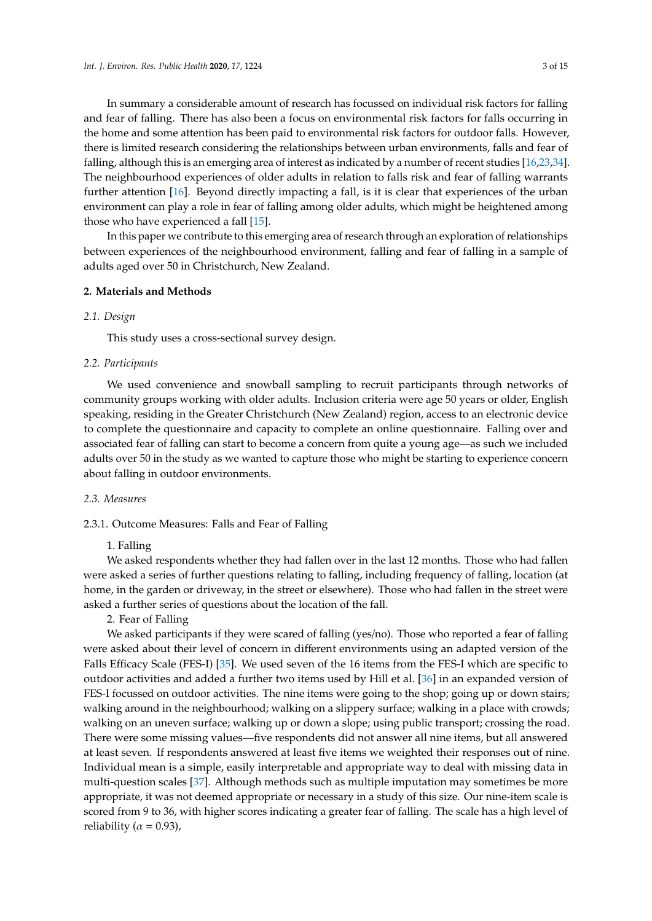In summary a considerable amount of research has focussed on individual risk factors for falling and fear of falling. There has also been a focus on environmental risk factors for falls occurring in the home and some attention has been paid to environmental risk factors for outdoor falls. However, there is limited research considering the relationships between urban environments, falls and fear of falling, although this is an emerging area of interest as indicated by a number of recent studies [16,23,34]. The neighbourhood experiences of older adults in relation to falls risk and fear of falling warrants further attention [16]. Beyond directly impacting a fall, is it is clear that experiences of the urban environment can play a role in fear of falling among older adults, which might be heightened among those who have experienced a fall [15].

In this paper we contribute to this emerging area of research through an exploration of relationships between experiences of the neighbourhood environment, falling and fear of falling in a sample of adults aged over 50 in Christchurch, New Zealand.

## 2. Materials and Methods

### *2.1. Design*

This study uses a cross-sectional survey design.

### *2.2. Participants*

We used convenience and snowball sampling to recruit participants through networks of community groups working with older adults. Inclusion criteria were age 50 years or older, English speaking, residing in the Greater Christchurch (New Zealand) region, access to an electronic device to complete the questionnaire and capacity to complete an online questionnaire. Falling over and associated fear of falling can start to become a concern from quite a young age—as such we included adults over 50 in the study as we wanted to capture those who might be starting to experience concern about falling in outdoor environments.

### *2.3. Measures*

#### 2.3.1. Outcome Measures: Falls and Fear of Falling

1. Falling

We asked respondents whether they had fallen over in the last 12 months. Those who had fallen were asked a series of further questions relating to falling, including frequency of falling, location (at home, in the garden or driveway, in the street or elsewhere). Those who had fallen in the street were asked a further series of questions about the location of the fall.

2. Fear of Falling

We asked participants if they were scared of falling (yes/no). Those who reported a fear of falling were asked about their level of concern in different environments using an adapted version of the Falls Efficacy Scale (FES-I) [35]. We used seven of the 16 items from the FES-I which are specific to outdoor activities and added a further two items used by Hill et al. [36] in an expanded version of FES-I focussed on outdoor activities. The nine items were going to the shop; going up or down stairs; walking around in the neighbourhood; walking on a slippery surface; walking in a place with crowds; walking on an uneven surface; walking up or down a slope; using public transport; crossing the road. There were some missing values—five respondents did not answer all nine items, but all answered at least seven. If respondents answered at least five items we weighted their responses out of nine. Individual mean is a simple, easily interpretable and appropriate way to deal with missing data in multi-question scales [37]. Although methods such as multiple imputation may sometimes be more appropriate, it was not deemed appropriate or necessary in a study of this size. Our nine-item scale is scored from 9 to 36, with higher scores indicating a greater fear of falling. The scale has a high level of reliability ($\alpha = 0.93$),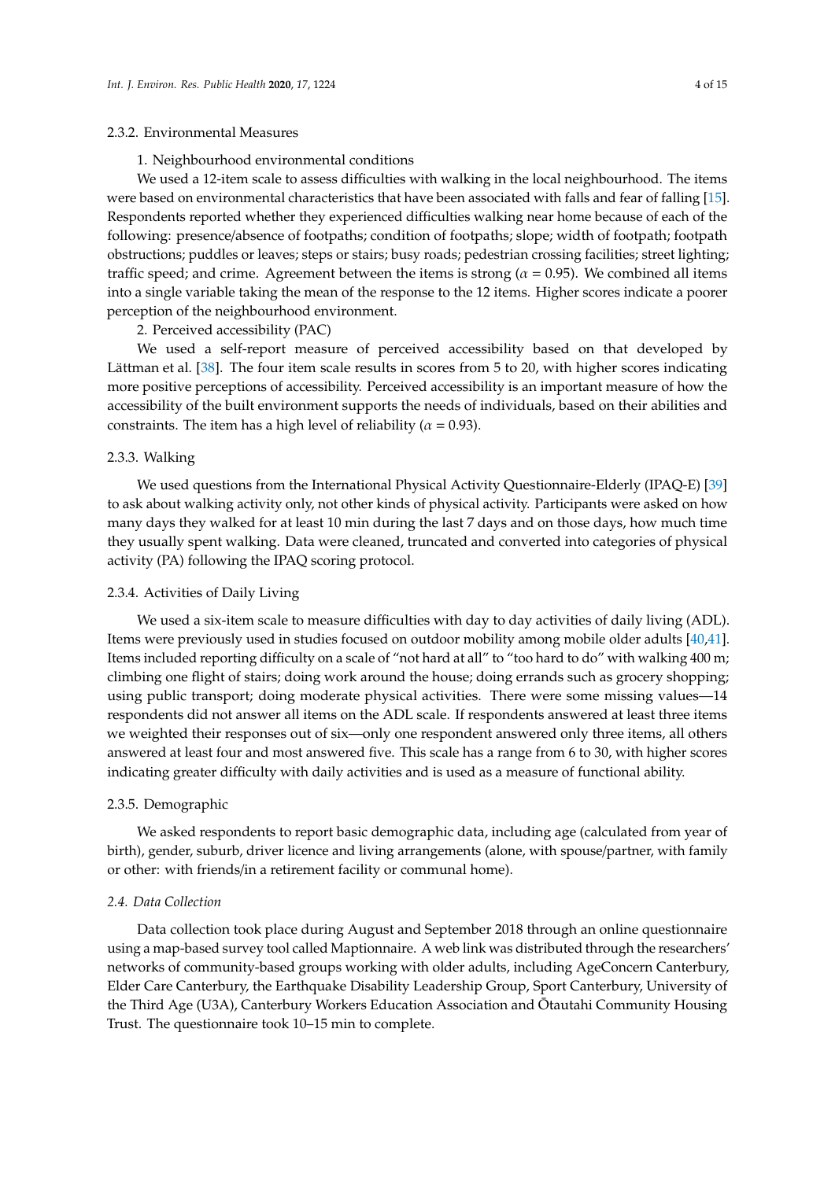#### 2.3.2. Environmental Measures

1. Neighbourhood environmental conditions

We used a 12-item scale to assess difficulties with walking in the local neighbourhood. The items were based on environmental characteristics that have been associated with falls and fear of falling [15]. Respondents reported whether they experienced difficulties walking near home because of each of the following: presence/absence of footpaths; condition of footpaths; slope; width of footpath; footpath obstructions; puddles or leaves; steps or stairs; busy roads; pedestrian crossing facilities; street lighting; traffic speed; and crime. Agreement between the items is strong ($\alpha$ = 0.95). We combined all items into a single variable taking the mean of the response to the 12 items. Higher scores indicate a poorer perception of the neighbourhood environment.

2. Perceived accessibility (PAC)

We used a self-report measure of perceived accessibility based on that developed by Lättman et al. [38]. The four item scale results in scores from 5 to 20, with higher scores indicating more positive perceptions of accessibility. Perceived accessibility is an important measure of how the accessibility of the built environment supports the needs of individuals, based on their abilities and constraints. The item has a high level of reliability ($\alpha$ = 0.93).

#### 2.3.3. Walking

We used questions from the International Physical Activity Questionnaire-Elderly (IPAQ-E) [39] to ask about walking activity only, not other kinds of physical activity. Participants were asked on how many days they walked for at least 10 min during the last 7 days and on those days, how much time they usually spent walking. Data were cleaned, truncated and converted into categories of physical activity (PA) following the IPAQ scoring protocol.

#### 2.3.4. Activities of Daily Living

We used a six-item scale to measure difficulties with day to day activities of daily living (ADL). Items were previously used in studies focused on outdoor mobility among mobile older adults [40,41]. Items included reporting difficulty on a scale of "not hard at all" to "too hard to do" with walking 400 m; climbing one flight of stairs; doing work around the house; doing errands such as grocery shopping; using public transport; doing moderate physical activities. There were some missing values—14 respondents did not answer all items on the ADL scale. If respondents answered at least three items we weighted their responses out of six—only one respondent answered only three items, all others answered at least four and most answered five. This scale has a range from 6 to 30, with higher scores indicating greater difficulty with daily activities and is used as a measure of functional ability.

#### 2.3.5. Demographic

We asked respondents to report basic demographic data, including age (calculated from year of birth), gender, suburb, driver licence and living arrangements (alone, with spouse/partner, with family or other: with friends/in a retirement facility or communal home).

### *2.4. Data Collection*

Data collection took place during August and September 2018 through an online questionnaire using a map-based survey tool called Maptionnaire. A web link was distributed through the researchers' networks of community-based groups working with older adults, including AgeConcern Canterbury, Elder Care Canterbury, the Earthquake Disability Leadership Group, Sport Canterbury, University of the Third Age (U3A), Canterbury Workers Education Association and Ōtautahi Community Housing Trust. The questionnaire took 10–15 min to complete.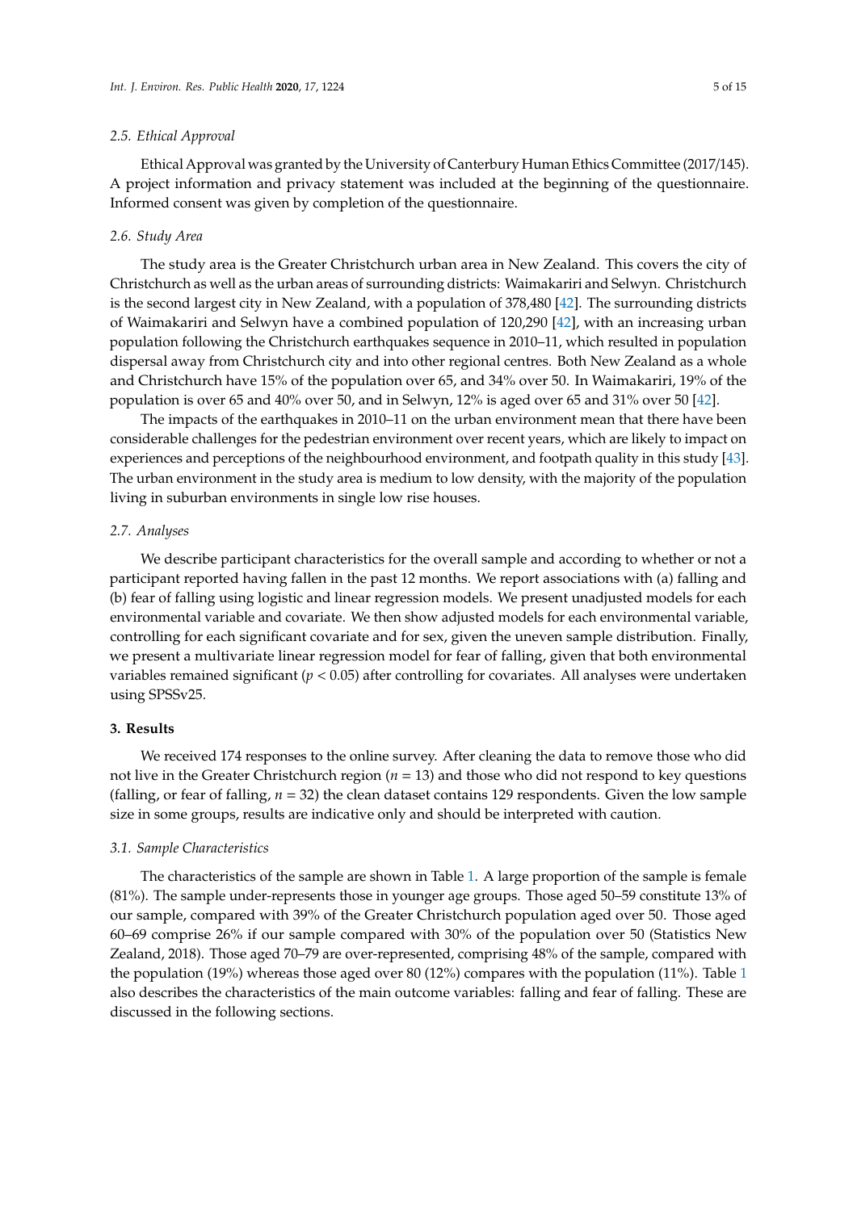### 2.5. Ethical Approval

Ethical Approval was granted by the University of Canterbury Human Ethics Committee (2017/145). A project information and privacy statement was included at the beginning of the questionnaire. Informed consent was given by completion of the questionnaire.

### 2.6. Study Area

The study area is the Greater Christchurch urban area in New Zealand. This covers the city of Christchurch as well as the urban areas of surrounding districts: Waimakariri and Selwyn. Christchurch is the second largest city in New Zealand, with a population of 378,480 [42]. The surrounding districts of Waimakariri and Selwyn have a combined population of 120,290 [42], with an increasing urban population following the Christchurch earthquakes sequence in 2010–11, which resulted in population dispersal away from Christchurch city and into other regional centres. Both New Zealand as a whole and Christchurch have 15% of the population over 65, and 34% over 50. In Waimakariri, 19% of the population is over 65 and 40% over 50, and in Selwyn, 12% is aged over 65 and 31% over 50 [42].

The impacts of the earthquakes in 2010–11 on the urban environment mean that there have been considerable challenges for the pedestrian environment over recent years, which are likely to impact on experiences and perceptions of the neighbourhood environment, and footpath quality in this study [43]. The urban environment in the study area is medium to low density, with the majority of the population living in suburban environments in single low rise houses.

### 2.7. Analyses

We describe participant characteristics for the overall sample and according to whether or not a participant reported having fallen in the past 12 months. We report associations with (a) falling and (b) fear of falling using logistic and linear regression models. We present unadjusted models for each environmental variable and covariate. We then show adjusted models for each environmental variable, controlling for each significant covariate and for sex, given the uneven sample distribution. Finally, we present a multivariate linear regression model for fear of falling, given that both environmental variables remained significant ($p < 0.05$) after controlling for covariates. All analyses were undertaken using SPSSv25.

## 3. Results

We received 174 responses to the online survey. After cleaning the data to remove those who did not live in the Greater Christchurch region ($n = 13$) and those who did not respond to key questions (falling, or fear of falling, $n = 32$) the clean dataset contains 129 respondents. Given the low sample size in some groups, results are indicative only and should be interpreted with caution.

### 3.1. Sample Characteristics

The characteristics of the sample are shown in Table 1. A large proportion of the sample is female (81%). The sample under-represents those in younger age groups. Those aged 50–59 constitute 13% of our sample, compared with 39% of the Greater Christchurch population aged over 50. Those aged 60–69 comprise 26% if our sample compared with 30% of the population over 50 (Statistics New Zealand, 2018). Those aged 70–79 are over-represented, comprising 48% of the sample, compared with the population (19%) whereas those aged over 80 (12%) compares with the population (11%). Table 1 also describes the characteristics of the main outcome variables: falling and fear of falling. These are discussed in the following sections.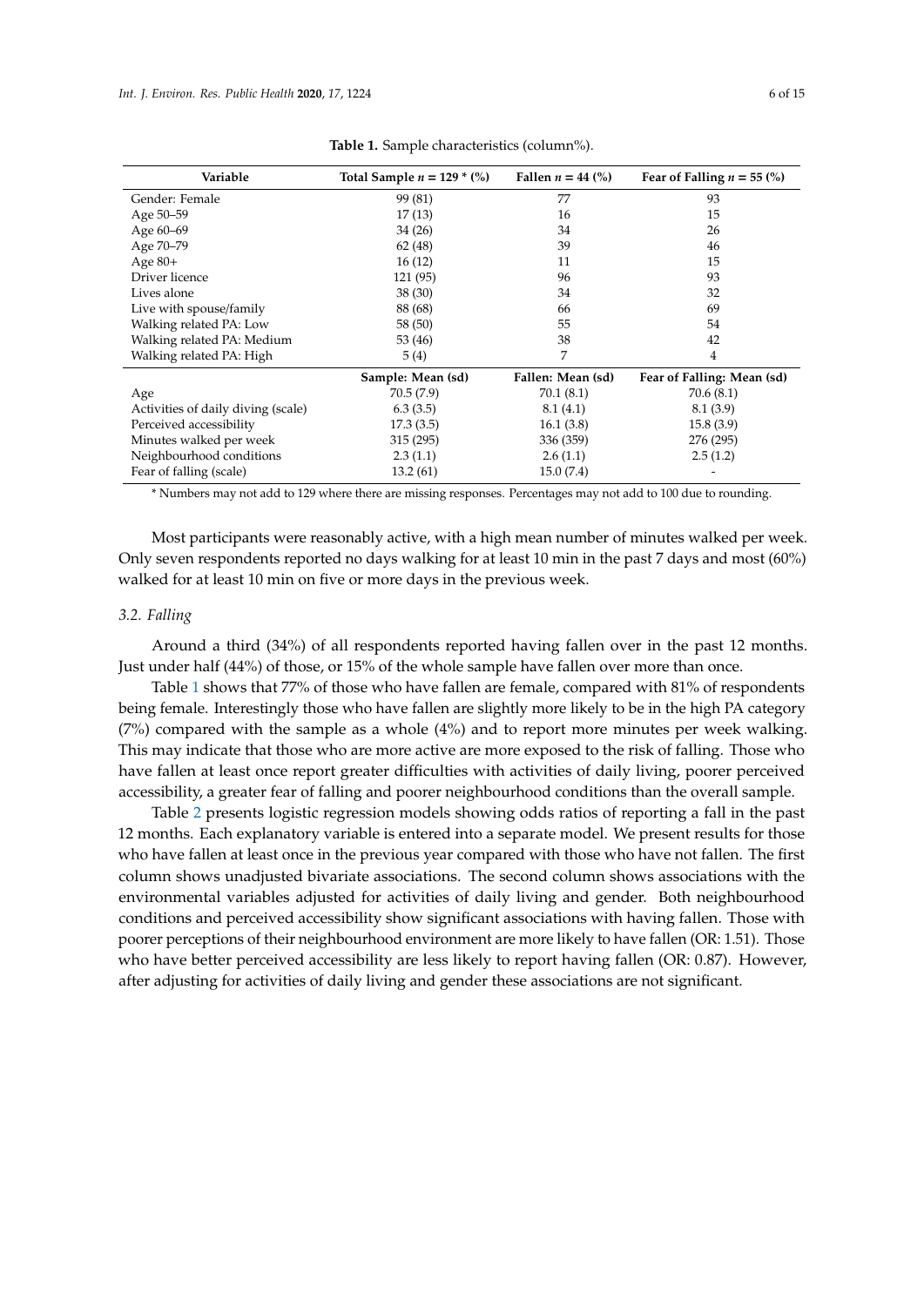**Table 1.** Sample characteristics (column%).

| Variable | Total Sample $n$ = 129 * (%) | Fallen $n$ = 44 (%) | Fear of Falling $n$ = 55 (%) |
|---|---|---|---|
| Gender: Female | 99 (81) | 77 | 93 |
| Age 50–59 | 17 (13) | 16 | 15 |
| Age 60–69 | 34 (26) | 34 | 26 |
| Age 70–79 | 62 (48) | 39 | 46 |
| Age 80+ | 16 (12) | 11 | 15 |
| Driver licence | 121 (95) | 96 | 93 |
| Lives alone | 38 (30) | 34 | 32 |
| Live with spouse/family | 88 (68) | 66 | 69 |
| Walking related PA: Low | 58 (50) | 55 | 54 |
| Walking related PA: Medium | 53 (46) | 38 | 42 |
| Walking related PA: High | 5 (4) | 7 | 4 |
| | **Sample: Mean (sd)** | **Fallen: Mean (sd)** | **Fear of Falling: Mean (sd)** |
| Age | 70.5 (7.9) | 70.1 (8.1) | 70.6 (8.1) |
| Activities of daily diving (scale) | 6.3 (3.5) | 8.1 (4.1) | 8.1 (3.9) |
| Perceived accessibility | 17.3 (3.5) | 16.1 (3.8) | 15.8 (3.9) |
| Minutes walked per week | 315 (295) | 336 (359) | 276 (295) |
| Neighbourhood conditions | 2.3 (1.1) | 2.6 (1.1) | 2.5 (1.2) |
| Fear of falling (scale) | 13.2 (61) | 15.0 (7.4) | - |

\* Numbers may not add to 129 where there are missing responses. Percentages may not add to 100 due to rounding.

Most participants were reasonably active, with a high mean number of minutes walked per week. Only seven respondents reported no days walking for at least 10 min in the past 7 days and most (60%) walked for at least 10 min on five or more days in the previous week.

### 3.2. Falling

Around a third (34%) of all respondents reported having fallen over in the past 12 months. Just under half (44%) of those, or 15% of the whole sample have fallen over more than once.

Table 1 shows that 77% of those who have fallen are female, compared with 81% of respondents being female. Interestingly those who have fallen are slightly more likely to be in the high PA category (7%) compared with the sample as a whole (4%) and to report more minutes per week walking. This may indicate that those who are more active are more exposed to the risk of falling. Those who have fallen at least once report greater difficulties with activities of daily living, poorer perceived accessibility, a greater fear of falling and poorer neighbourhood conditions than the overall sample.

Table 2 presents logistic regression models showing odds ratios of reporting a fall in the past 12 months. Each explanatory variable is entered into a separate model. We present results for those who have fallen at least once in the previous year compared with those who have not fallen. The first column shows unadjusted bivariate associations. The second column shows associations with the environmental variables adjusted for activities of daily living and gender. Both neighbourhood conditions and perceived accessibility show significant associations with having fallen. Those with poorer perceptions of their neighbourhood environment are more likely to have fallen (OR: 1.51). Those who have better perceived accessibility are less likely to report having fallen (OR: 0.87). However, after adjusting for activities of daily living and gender these associations are not significant.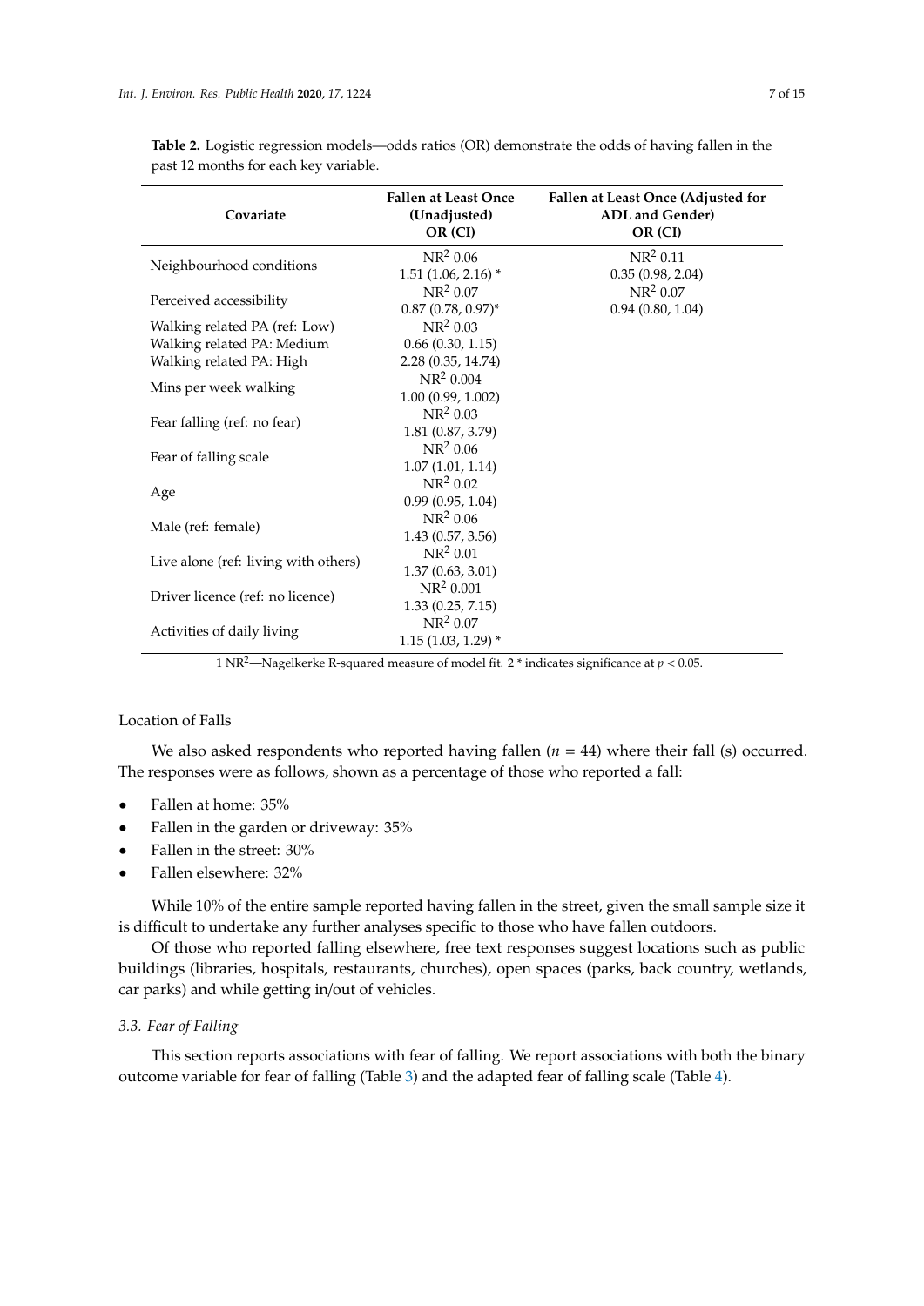**Table 2.** Logistic regression models—odds ratios (OR) demonstrate the odds of having fallen in the past 12 months for each key variable.

| Covariate | Fallen at Least Once (Unadjusted) OR (CI) | Fallen at Least Once (Adjusted for ADL and Gender) OR (CI) |
|---|---|---|
| Neighbourhood conditions | $NR^2$ 0.06<br>1.51 (1.06, 2.16) * | $NR^2$ 0.11<br>0.35 (0.98, 2.04) |
| Perceived accessibility | $NR^2$ 0.07<br>0.87 (0.78, 0.97)* | $NR^2$ 0.07<br>0.94 (0.80, 1.04) |
| Walking related PA (ref: Low) | $NR^2$ 0.03 | |
| Walking related PA: Medium | 0.66 (0.30, 1.15) | |
| Walking related PA: High | 2.28 (0.35, 14.74) | |
| Mins per week walking | $NR^2$ 0.004<br>1.00 (0.99, 1.002) | |
| Fear falling (ref: no fear) | $NR^2$ 0.03<br>1.81 (0.87, 3.79) | |
| Fear of falling scale | $NR^2$ 0.06<br>1.07 (1.01, 1.14) | |
| Age | $NR^2$ 0.02<br>0.99 (0.95, 1.04) | |
| Male (ref: female) | $NR^2$ 0.06<br>1.43 (0.57, 3.56) | |
| Live alone (ref: living with others) | $NR^2$ 0.01<br>1.37 (0.63, 3.01) | |
| Driver licence (ref: no licence) | $NR^2$ 0.001<br>1.33 (0.25, 7.15) | |
| Activities of daily living | $NR^2$ 0.07<br>1.15 (1.03, 1.29) * | |

1 $NR^2$—Nagelkerke R-squared measure of model fit. 2 * indicates significance at $p < 0.05$.

Location of Falls

We also asked respondents who reported having fallen ($n$ = 44) where their fall (s) occurred. The responses were as follows, shown as a percentage of those who reported a fall:

- Fallen at home: 35%
- Fallen in the garden or driveway: 35%
- Fallen in the street: 30%
- Fallen elsewhere: 32%

While 10% of the entire sample reported having fallen in the street, given the small sample size it is difficult to undertake any further analyses specific to those who have fallen outdoors.

Of those who reported falling elsewhere, free text responses suggest locations such as public buildings (libraries, hospitals, restaurants, churches), open spaces (parks, back country, wetlands, car parks) and while getting in/out of vehicles.

### *3.3. Fear of Falling*

This section reports associations with fear of falling. We report associations with both the binary outcome variable for fear of falling (Table 3) and the adapted fear of falling scale (Table 4).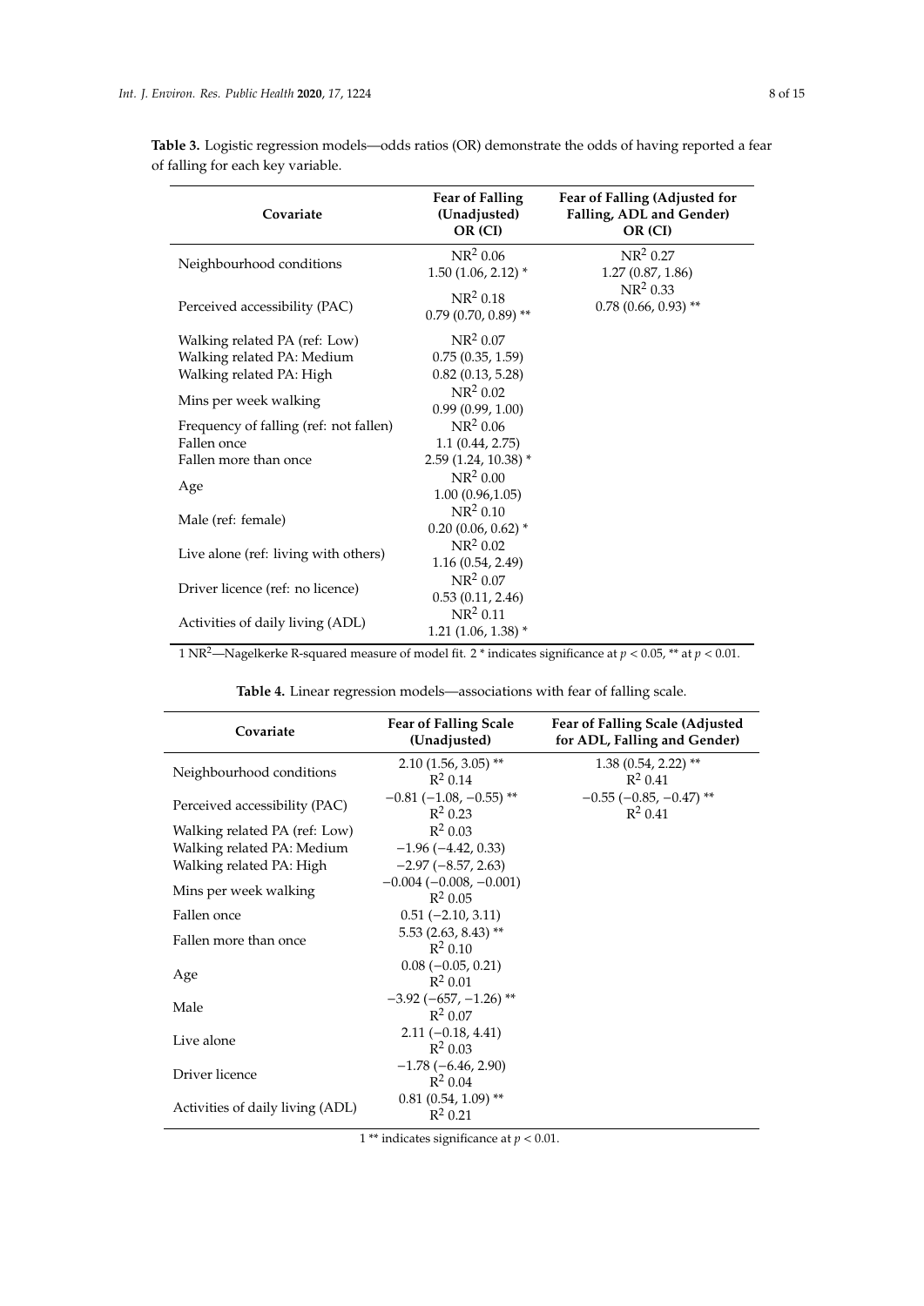**Table 3.** Logistic regression models—odds ratios (OR) demonstrate the odds of having reported a fear of falling for each key variable.

| Covariate | Fear of Falling (Unadjusted) OR (CI) | Fear of Falling (Adjusted for Falling, ADL and Gender) OR (CI) |
|---|---|---|
| Neighbourhood conditions | $NR^2$ 0.06<br>1.50 (1.06, 2.12) * | $NR^2$ 0.27<br>1.27 (0.87, 1.86) |
| Perceived accessibility (PAC) | $NR^2$ 0.18<br>0.79 (0.70, 0.89) ** | $NR^2$ 0.33<br>0.78 (0.66, 0.93) ** |
| Walking related PA (ref: Low) | $NR^2$ 0.07 | |
| Walking related PA: Medium | 0.75 (0.35, 1.59) | |
| Walking related PA: High | 0.82 (0.13, 5.28) | |
| Mins per week walking | $NR^2$ 0.02<br>0.99 (0.99, 1.00) | |
| Frequency of falling (ref: not fallen) | $NR^2$ 0.06 | |
| Fallen once | 1.1 (0.44, 2.75) | |
| Fallen more than once | 2.59 (1.24, 10.38) * | |
| Age | $NR^2$ 0.00<br>1.00 (0.96,1.05) | |
| Male (ref: female) | $NR^2$ 0.10<br>0.20 (0.06, 0.62) * | |
| Live alone (ref: living with others) | $NR^2$ 0.02<br>1.16 (0.54, 2.49) | |
| Driver licence (ref: no licence) | $NR^2$ 0.07<br>0.53 (0.11, 2.46) | |
| Activities of daily living (ADL) | $NR^2$ 0.11<br>1.21 (1.06, 1.38) * | |

1 $NR^2$—Nagelkerke R-squared measure of model fit. 2 * indicates significance at $p < 0.05$, ** at $p < 0.01$.

**Table 4.** Linear regression models—associations with fear of falling scale.

| Covariate | Fear of Falling Scale (Unadjusted) | Fear of Falling Scale (Adjusted for ADL, Falling and Gender) |
|---|---|---|
| Neighbourhood conditions | 2.10 (1.56, 3.05) **<br>$R^2$ 0.14 | 1.38 (0.54, 2.22) **<br>$R^2$ 0.41 |
| Perceived accessibility (PAC) | −0.81 (−1.08, −0.55) **<br>$R^2$ 0.23 | −0.55 (−0.85, −0.47) **<br>$R^2$ 0.41 |
| Walking related PA (ref: Low) | $R^2$ 0.03 | |
| Walking related PA: Medium | −1.96 (−4.42, 0.33) | |
| Walking related PA: High | −2.97 (−8.57, 2.63) | |
| Mins per week walking | −0.004 (−0.008, −0.001)<br>$R^2$ 0.05 | |
| Fallen once | 0.51 (−2.10, 3.11) | |
| Fallen more than once | 5.53 (2.63, 8.43) **<br>$R^2$ 0.10 | |
| Age | 0.08 (−0.05, 0.21)<br>$R^2$ 0.01 | |
| Male | −3.92 (−657, −1.26) **<br>$R^2$ 0.07 | |
| Live alone | 2.11 (−0.18, 4.41)<br>$R^2$ 0.03 | |
| Driver licence | −1.78 (−6.46, 2.90)<br>$R^2$ 0.04 | |
| Activities of daily living (ADL) | 0.81 (0.54, 1.09) **<br>$R^2$ 0.21 | |

1 ** indicates significance at $p < 0.01$.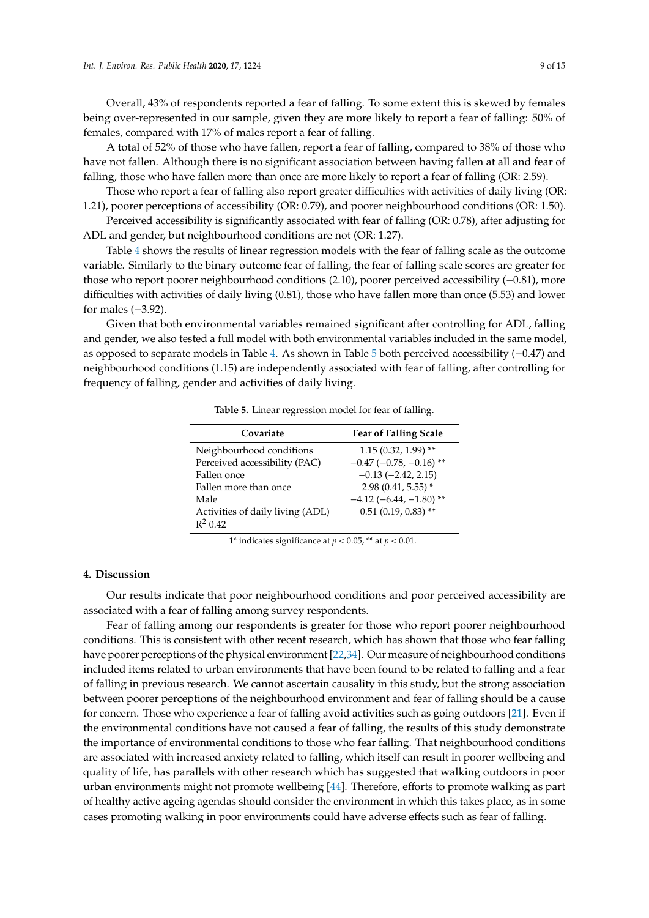Overall, 43% of respondents reported a fear of falling. To some extent this is skewed by females being over-represented in our sample, given they are more likely to report a fear of falling: 50% of females, compared with 17% of males report a fear of falling.

A total of 52% of those who have fallen, report a fear of falling, compared to 38% of those who have not fallen. Although there is no significant association between having fallen at all and fear of falling, those who have fallen more than once are more likely to report a fear of falling (OR: 2.59).

Those who report a fear of falling also report greater difficulties with activities of daily living (OR: 1.21), poorer perceptions of accessibility (OR: 0.79), and poorer neighbourhood conditions (OR: 1.50).

Perceived accessibility is significantly associated with fear of falling (OR: 0.78), after adjusting for ADL and gender, but neighbourhood conditions are not (OR: 1.27).

Table 4 shows the results of linear regression models with the fear of falling scale as the outcome variable. Similarly to the binary outcome fear of falling, the fear of falling scale scores are greater for those who report poorer neighbourhood conditions (2.10), poorer perceived accessibility (−0.81), more difficulties with activities of daily living (0.81), those who have fallen more than once (5.53) and lower for males (−3.92).

Given that both environmental variables remained significant after controlling for ADL, falling and gender, we also tested a full model with both environmental variables included in the same model, as opposed to separate models in Table 4. As shown in Table 5 both perceived accessibility (−0.47) and neighbourhood conditions (1.15) are independently associated with fear of falling, after controlling for frequency of falling, gender and activities of daily living.

**Table 5.** Linear regression model for fear of falling.

| Covariate | Fear of Falling Scale |
|---|---|
| Neighbourhood conditions | 1.15 (0.32, 1.99) ** |
| Perceived accessibility (PAC) | −0.47 (−0.78, −0.16) ** |
| Fallen once | −0.13 (−2.42, 2.15) |
| Fallen more than once | 2.98 (0.41, 5.55) * |
| Male | −4.12 (−6.44, −1.80) ** |
| Activities of daily living (ADL) | 0.51 (0.19, 0.83) ** |
| $R^2$ 0.42 | |

1* indicates significance at $p < 0.05$, ** at $p < 0.01$.

## 4. Discussion

Our results indicate that poor neighbourhood conditions and poor perceived accessibility are associated with a fear of falling among survey respondents.

Fear of falling among our respondents is greater for those who report poorer neighbourhood conditions. This is consistent with other recent research, which has shown that those who fear falling have poorer perceptions of the physical environment [22,34]. Our measure of neighbourhood conditions included items related to urban environments that have been found to be related to falling and a fear of falling in previous research. We cannot ascertain causality in this study, but the strong association between poorer perceptions of the neighbourhood environment and fear of falling should be a cause for concern. Those who experience a fear of falling avoid activities such as going outdoors [21]. Even if the environmental conditions have not caused a fear of falling, the results of this study demonstrate the importance of environmental conditions to those who fear falling. That neighbourhood conditions are associated with increased anxiety related to falling, which itself can result in poorer wellbeing and quality of life, has parallels with other research which has suggested that walking outdoors in poor urban environments might not promote wellbeing [44]. Therefore, efforts to promote walking as part of healthy active ageing agendas should consider the environment in which this takes place, as in some cases promoting walking in poor environments could have adverse effects such as fear of falling.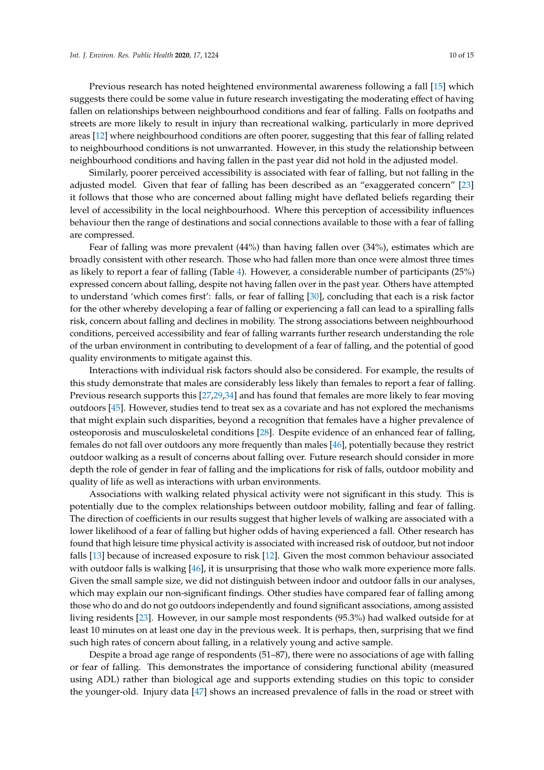Previous research has noted heightened environmental awareness following a fall [15] which suggests there could be some value in future research investigating the moderating effect of having fallen on relationships between neighbourhood conditions and fear of falling. Falls on footpaths and streets are more likely to result in injury than recreational walking, particularly in more deprived areas [12] where neighbourhood conditions are often poorer, suggesting that this fear of falling related to neighbourhood conditions is not unwarranted. However, in this study the relationship between neighbourhood conditions and having fallen in the past year did not hold in the adjusted model.

Similarly, poorer perceived accessibility is associated with fear of falling, but not falling in the adjusted model. Given that fear of falling has been described as an "exaggerated concern" [23] it follows that those who are concerned about falling might have deflated beliefs regarding their level of accessibility in the local neighbourhood. Where this perception of accessibility influences behaviour then the range of destinations and social connections available to those with a fear of falling are compressed.

Fear of falling was more prevalent (44%) than having fallen over (34%), estimates which are broadly consistent with other research. Those who had fallen more than once were almost three times as likely to report a fear of falling (Table 4). However, a considerable number of participants (25%) expressed concern about falling, despite not having fallen over in the past year. Others have attempted to understand 'which comes first': falls, or fear of falling [30], concluding that each is a risk factor for the other whereby developing a fear of falling or experiencing a fall can lead to a spiralling falls risk, concern about falling and declines in mobility. The strong associations between neighbourhood conditions, perceived accessibility and fear of falling warrants further research understanding the role of the urban environment in contributing to development of a fear of falling, and the potential of good quality environments to mitigate against this.

Interactions with individual risk factors should also be considered. For example, the results of this study demonstrate that males are considerably less likely than females to report a fear of falling. Previous research supports this [27,29,34] and has found that females are more likely to fear moving outdoors [45]. However, studies tend to treat sex as a covariate and has not explored the mechanisms that might explain such disparities, beyond a recognition that females have a higher prevalence of osteoporosis and musculoskeletal conditions [28]. Despite evidence of an enhanced fear of falling, females do not fall over outdoors any more frequently than males [46], potentially because they restrict outdoor walking as a result of concerns about falling over. Future research should consider in more depth the role of gender in fear of falling and the implications for risk of falls, outdoor mobility and quality of life as well as interactions with urban environments.

Associations with walking related physical activity were not significant in this study. This is potentially due to the complex relationships between outdoor mobility, falling and fear of falling. The direction of coefficients in our results suggest that higher levels of walking are associated with a lower likelihood of a fear of falling but higher odds of having experienced a fall. Other research has found that high leisure time physical activity is associated with increased risk of outdoor, but not indoor falls [13] because of increased exposure to risk [12]. Given the most common behaviour associated with outdoor falls is walking [46], it is unsurprising that those who walk more experience more falls. Given the small sample size, we did not distinguish between indoor and outdoor falls in our analyses, which may explain our non-significant findings. Other studies have compared fear of falling among those who do and do not go outdoors independently and found significant associations, among assisted living residents [23]. However, in our sample most respondents (95.3%) had walked outside for at least 10 minutes on at least one day in the previous week. It is perhaps, then, surprising that we find such high rates of concern about falling, in a relatively young and active sample.

Despite a broad age range of respondents (51–87), there were no associations of age with falling or fear of falling. This demonstrates the importance of considering functional ability (measured using ADL) rather than biological age and supports extending studies on this topic to consider the younger-old. Injury data [47] shows an increased prevalence of falls in the road or street with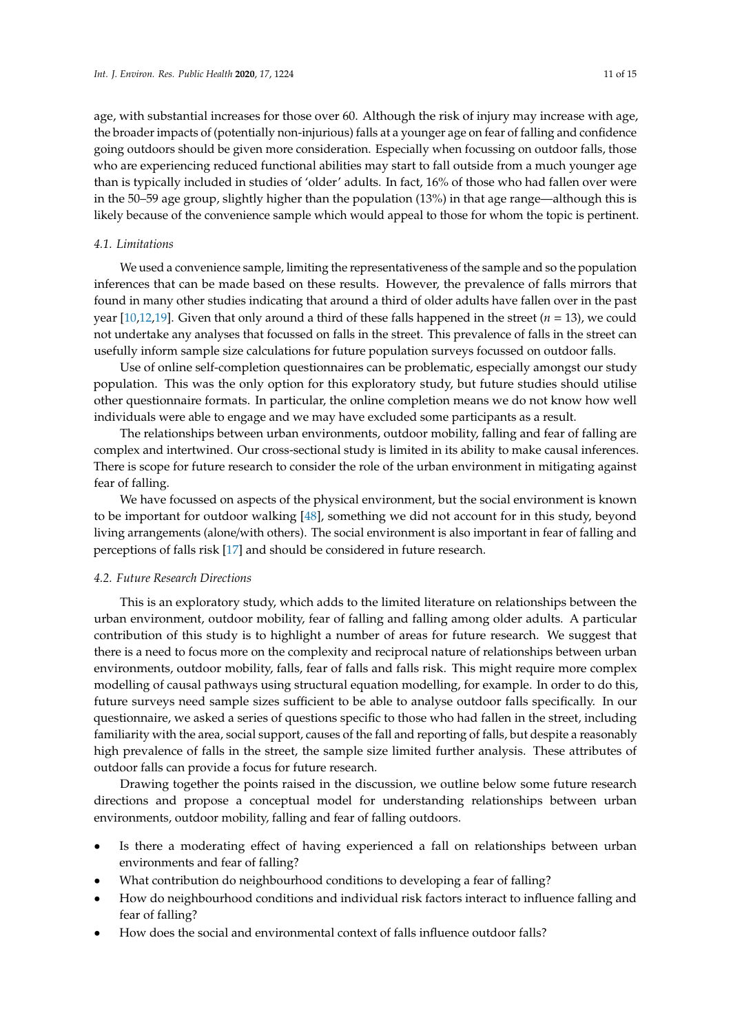age, with substantial increases for those over 60. Although the risk of injury may increase with age, the broader impacts of (potentially non-injurious) falls at a younger age on fear of falling and confidence going outdoors should be given more consideration. Especially when focussing on outdoor falls, those who are experiencing reduced functional abilities may start to fall outside from a much younger age than is typically included in studies of 'older' adults. In fact, 16% of those who had fallen over were in the 50–59 age group, slightly higher than the population (13%) in that age range—although this is likely because of the convenience sample which would appeal to those for whom the topic is pertinent.

### *4.1. Limitations*

We used a convenience sample, limiting the representativeness of the sample and so the population inferences that can be made based on these results. However, the prevalence of falls mirrors that found in many other studies indicating that around a third of older adults have fallen over in the past year [10,12,19]. Given that only around a third of these falls happened in the street ($n = 13$), we could not undertake any analyses that focussed on falls in the street. This prevalence of falls in the street can usefully inform sample size calculations for future population surveys focussed on outdoor falls.

Use of online self-completion questionnaires can be problematic, especially amongst our study population. This was the only option for this exploratory study, but future studies should utilise other questionnaire formats. In particular, the online completion means we do not know how well individuals were able to engage and we may have excluded some participants as a result.

The relationships between urban environments, outdoor mobility, falling and fear of falling are complex and intertwined. Our cross-sectional study is limited in its ability to make causal inferences. There is scope for future research to consider the role of the urban environment in mitigating against fear of falling.

We have focussed on aspects of the physical environment, but the social environment is known to be important for outdoor walking [48], something we did not account for in this study, beyond living arrangements (alone/with others). The social environment is also important in fear of falling and perceptions of falls risk [17] and should be considered in future research.

### *4.2. Future Research Directions*

This is an exploratory study, which adds to the limited literature on relationships between the urban environment, outdoor mobility, fear of falling and falling among older adults. A particular contribution of this study is to highlight a number of areas for future research. We suggest that there is a need to focus more on the complexity and reciprocal nature of relationships between urban environments, outdoor mobility, falls, fear of falls and falls risk. This might require more complex modelling of causal pathways using structural equation modelling, for example. In order to do this, future surveys need sample sizes sufficient to be able to analyse outdoor falls specifically. In our questionnaire, we asked a series of questions specific to those who had fallen in the street, including familiarity with the area, social support, causes of the fall and reporting of falls, but despite a reasonably high prevalence of falls in the street, the sample size limited further analysis. These attributes of outdoor falls can provide a focus for future research.

Drawing together the points raised in the discussion, we outline below some future research directions and propose a conceptual model for understanding relationships between urban environments, outdoor mobility, falling and fear of falling outdoors.

- Is there a moderating effect of having experienced a fall on relationships between urban environments and fear of falling?
- What contribution do neighbourhood conditions to developing a fear of falling?
- How do neighbourhood conditions and individual risk factors interact to influence falling and fear of falling?
- How does the social and environmental context of falls influence outdoor falls?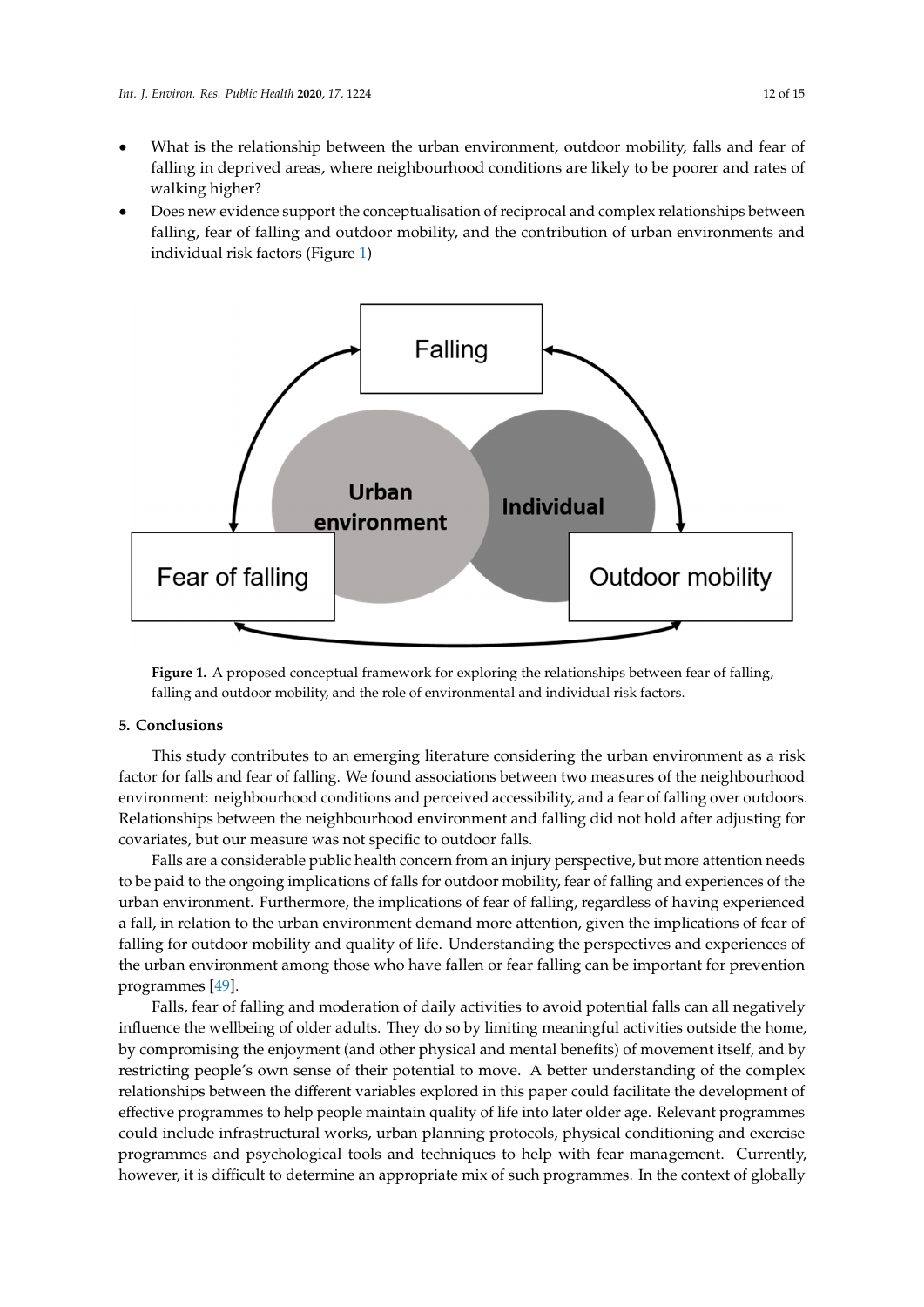- What is the relationship between the urban environment, outdoor mobility, falls and fear of falling in deprived areas, where neighbourhood conditions are likely to be poorer and rates of walking higher?
- Does new evidence support the conceptualisation of reciprocal and complex relationships between falling, fear of falling and outdoor mobility, and the contribution of urban environments and individual risk factors (Figure 1)

**Figure 1.** A proposed conceptual framework for exploring the relationships between fear of falling, falling and outdoor mobility, and the role of environmental and individual risk factors.

## 5. Conclusions

This study contributes to an emerging literature considering the urban environment as a risk factor for falls and fear of falling. We found associations between two measures of the neighbourhood environment: neighbourhood conditions and perceived accessibility, and a fear of falling over outdoors. Relationships between the neighbourhood environment and falling did not hold after adjusting for covariates, but our measure was not specific to outdoor falls.

Falls are a considerable public health concern from an injury perspective, but more attention needs to be paid to the ongoing implications of falls for outdoor mobility, fear of falling and experiences of the urban environment. Furthermore, the implications of fear of falling, regardless of having experienced a fall, in relation to the urban environment demand more attention, given the implications of fear of falling for outdoor mobility and quality of life. Understanding the perspectives and experiences of the urban environment among those who have fallen or fear falling can be important for prevention programmes [49].

Falls, fear of falling and moderation of daily activities to avoid potential falls can all negatively influence the wellbeing of older adults. They do so by limiting meaningful activities outside the home, by compromising the enjoyment (and other physical and mental benefits) of movement itself, and by restricting people's own sense of their potential to move. A better understanding of the complex relationships between the different variables explored in this paper could facilitate the development of effective programmes to help people maintain quality of life into later older age. Relevant programmes could include infrastructural works, urban planning protocols, physical conditioning and exercise programmes and psychological tools and techniques to help with fear management. Currently, however, it is difficult to determine an appropriate mix of such programmes. In the context of globally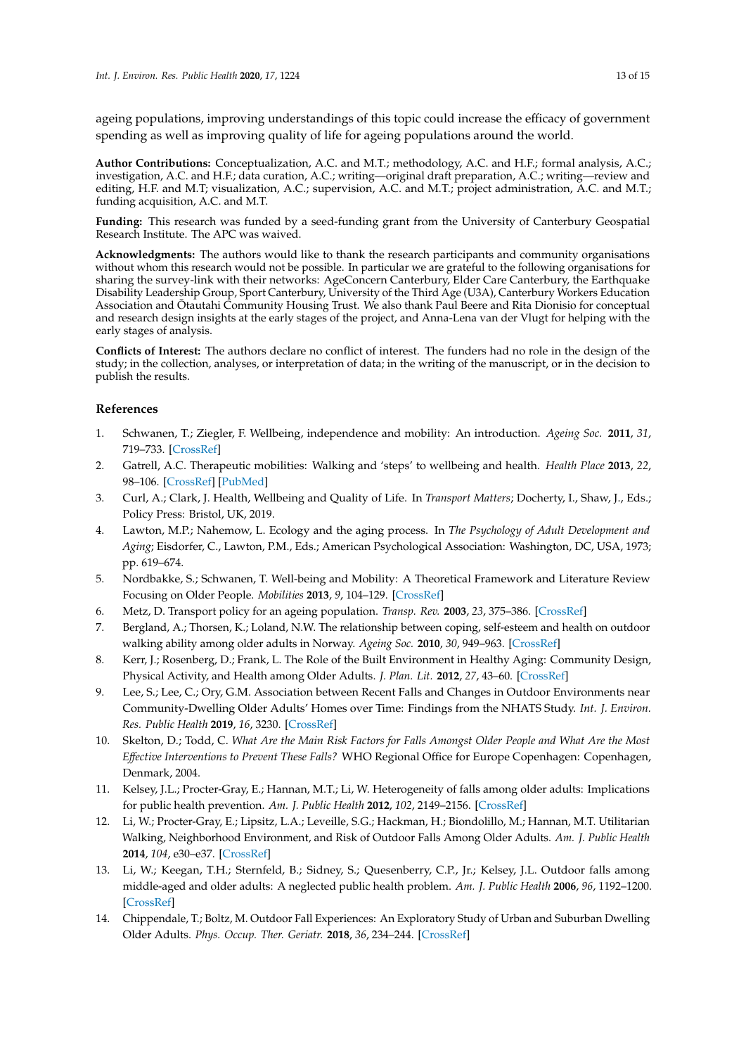ageing populations, improving understandings of this topic could increase the efficacy of government spending as well as improving quality of life for ageing populations around the world.

**Author Contributions:** Conceptualization, A.C. and M.T.; methodology, A.C. and H.F.; formal analysis, A.C.; investigation, A.C. and H.F.; data curation, A.C.; writing—original draft preparation, A.C.; writing—review and editing, H.F. and M.T; visualization, A.C.; supervision, A.C. and M.T.; project administration, A.C. and M.T.; funding acquisition, A.C. and M.T.

**Funding:** This research was funded by a seed-funding grant from the University of Canterbury Geospatial Research Institute. The APC was waived.

**Acknowledgments:** The authors would like to thank the research participants and community organisations without whom this research would not be possible. In particular we are grateful to the following organisations for sharing the survey-link with their networks: AgeConcern Canterbury, Elder Care Canterbury, the Earthquake Disability Leadership Group, Sport Canterbury, University of the Third Age (U3A), Canterbury Workers Education Association and Ōtautahi Community Housing Trust. We also thank Paul Beere and Rita Dionisio for conceptual and research design insights at the early stages of the project, and Anna-Lena van der Vlugt for helping with the early stages of analysis.

**Conflicts of Interest:** The authors declare no conflict of interest. The funders had no role in the design of the study; in the collection, analyses, or interpretation of data; in the writing of the manuscript, or in the decision to publish the results.

## References

1. Schwanen, T.; Ziegler, F. Wellbeing, independence and mobility: An introduction. *Ageing Soc.* **2011**, *31*, 719–733. [CrossRef]
2. Gatrell, A.C. Therapeutic mobilities: Walking and 'steps' to wellbeing and health. *Health Place* **2013**, *22*, 98–106. [CrossRef] [PubMed]
3. Curl, A.; Clark, J. Health, Wellbeing and Quality of Life. In *Transport Matters*; Docherty, I., Shaw, J., Eds.; Policy Press: Bristol, UK, 2019.
4. Lawton, M.P.; Nahemow, L. Ecology and the aging process. In *The Psychology of Adult Development and Aging*; Eisdorfer, C., Lawton, P.M., Eds.; American Psychological Association: Washington, DC, USA, 1973; pp. 619–674.
5. Nordbakke, S.; Schwanen, T. Well-being and Mobility: A Theoretical Framework and Literature Review Focusing on Older People. *Mobilities* **2013**, *9*, 104–129. [CrossRef]
6. Metz, D. Transport policy for an ageing population. *Transp. Rev.* **2003**, *23*, 375–386. [CrossRef]
7. Bergland, A.; Thorsen, K.; Loland, N.W. The relationship between coping, self-esteem and health on outdoor walking ability among older adults in Norway. *Ageing Soc.* **2010**, *30*, 949–963. [CrossRef]
8. Kerr, J.; Rosenberg, D.; Frank, L. The Role of the Built Environment in Healthy Aging: Community Design, Physical Activity, and Health among Older Adults. *J. Plan. Lit.* **2012**, *27*, 43–60. [CrossRef]
9. Lee, S.; Lee, C.; Ory, G.M. Association between Recent Falls and Changes in Outdoor Environments near Community-Dwelling Older Adults' Homes over Time: Findings from the NHATS Study. *Int. J. Environ. Res. Public Health* **2019**, *16*, 3230. [CrossRef]
10. Skelton, D.; Todd, C. *What Are the Main Risk Factors for Falls Amongst Older People and What Are the Most Effective Interventions to Prevent These Falls?* WHO Regional Office for Europe Copenhagen: Copenhagen, Denmark, 2004.
11. Kelsey, J.L.; Procter-Gray, E.; Hannan, M.T.; Li, W. Heterogeneity of falls among older adults: Implications for public health prevention. *Am. J. Public Health* **2012**, *102*, 2149–2156. [CrossRef]
12. Li, W.; Procter-Gray, E.; Lipsitz, L.A.; Leveille, S.G.; Hackman, H.; Biondolillo, M.; Hannan, M.T. Utilitarian Walking, Neighborhood Environment, and Risk of Outdoor Falls Among Older Adults. *Am. J. Public Health* **2014**, *104*, e30–e37. [CrossRef]
13. Li, W.; Keegan, T.H.; Sternfeld, B.; Sidney, S.; Quesenberry, C.P., Jr.; Kelsey, J.L. Outdoor falls among middle-aged and older adults: A neglected public health problem. *Am. J. Public Health* **2006**, *96*, 1192–1200. [CrossRef]
14. Chippendale, T.; Boltz, M. Outdoor Fall Experiences: An Exploratory Study of Urban and Suburban Dwelling Older Adults. *Phys. Occup. Ther. Geriatr.* **2018**, *36*, 234–244. [CrossRef]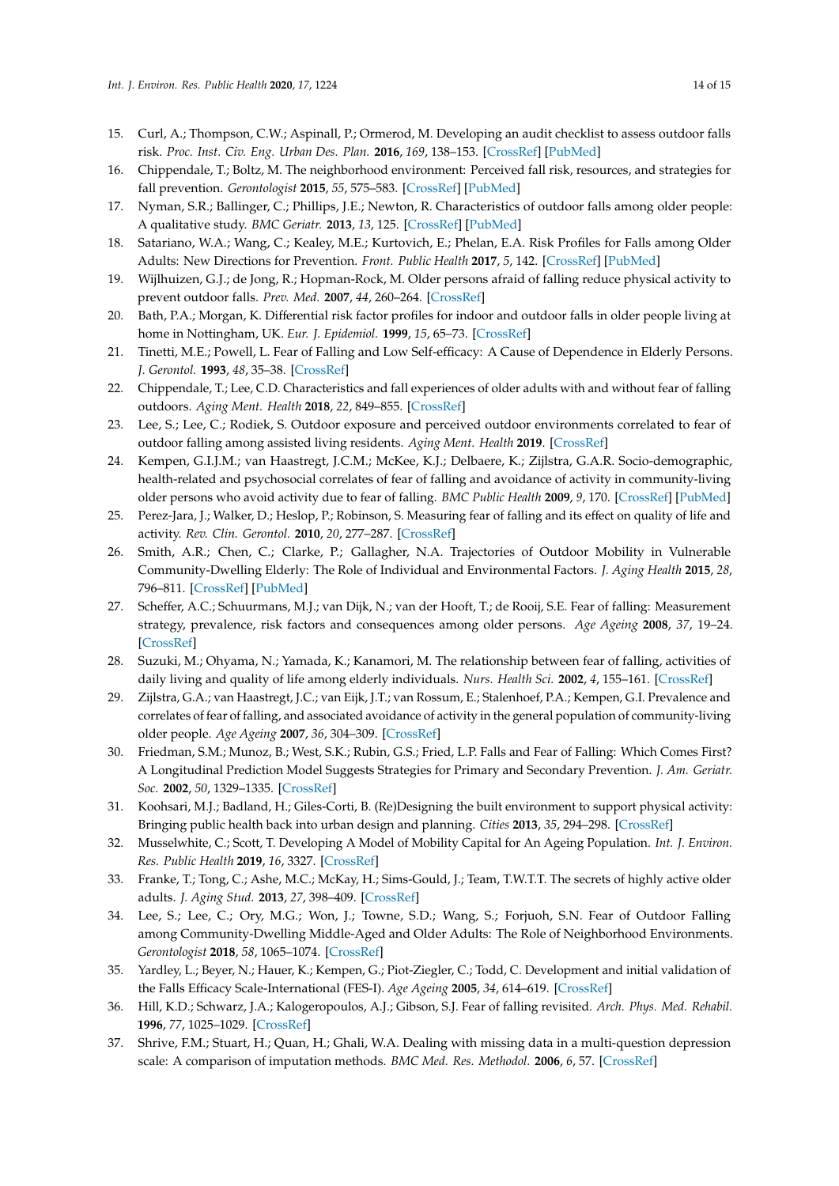15. Curl, A.; Thompson, C.W.; Aspinall, P.; Ormerod, M. Developing an audit checklist to assess outdoor falls risk. *Proc. Inst. Civ. Eng. Urban Des. Plan.* **2016**, *169*, 138–153. [CrossRef] [PubMed]
16. Chippendale, T.; Boltz, M. The neighborhood environment: Perceived fall risk, resources, and strategies for fall prevention. *Gerontologist* **2015**, *55*, 575–583. [CrossRef] [PubMed]
17. Nyman, S.R.; Ballinger, C.; Phillips, J.E.; Newton, R. Characteristics of outdoor falls among older people: A qualitative study. *BMC Geriatr.* **2013**, *13*, 125. [CrossRef] [PubMed]
18. Satariano, W.A.; Wang, C.; Kealey, M.E.; Kurtovich, E.; Phelan, E.A. Risk Profiles for Falls among Older Adults: New Directions for Prevention. *Front. Public Health* **2017**, *5*, 142. [CrossRef] [PubMed]
19. Wijlhuizen, G.J.; de Jong, R.; Hopman-Rock, M. Older persons afraid of falling reduce physical activity to prevent outdoor falls. *Prev. Med.* **2007**, *44*, 260–264. [CrossRef]
20. Bath, P.A.; Morgan, K. Differential risk factor profiles for indoor and outdoor falls in older people living at home in Nottingham, UK. *Eur. J. Epidemiol.* **1999**, *15*, 65–73. [CrossRef]
21. Tinetti, M.E.; Powell, L. Fear of Falling and Low Self-efficacy: A Cause of Dependence in Elderly Persons. *J. Gerontol.* **1993**, *48*, 35–38. [CrossRef]
22. Chippendale, T.; Lee, C.D. Characteristics and fall experiences of older adults with and without fear of falling outdoors. *Aging Ment. Health* **2018**, *22*, 849–855. [CrossRef]
23. Lee, S.; Lee, C.; Rodiek, S. Outdoor exposure and perceived outdoor environments correlated to fear of outdoor falling among assisted living residents. *Aging Ment. Health* **2019**. [CrossRef]
24. Kempen, G.I.J.M.; van Haastregt, J.C.M.; McKee, K.J.; Delbaere, K.; Zijlstra, G.A.R. Socio-demographic, health-related and psychosocial correlates of fear of falling and avoidance of activity in community-living older persons who avoid activity due to fear of falling. *BMC Public Health* **2009**, *9*, 170. [CrossRef] [PubMed]
25. Perez-Jara, J.; Walker, D.; Heslop, P.; Robinson, S. Measuring fear of falling and its effect on quality of life and activity. *Rev. Clin. Gerontol.* **2010**, *20*, 277–287. [CrossRef]
26. Smith, A.R.; Chen, C.; Clarke, P.; Gallagher, N.A. Trajectories of Outdoor Mobility in Vulnerable Community-Dwelling Elderly: The Role of Individual and Environmental Factors. *J. Aging Health* **2015**, *28*, 796–811. [CrossRef] [PubMed]
27. Scheffer, A.C.; Schuurmans, M.J.; van Dijk, N.; van der Hooft, T.; de Rooij, S.E. Fear of falling: Measurement strategy, prevalence, risk factors and consequences among older persons. *Age Ageing* **2008**, *37*, 19–24. [CrossRef]
28. Suzuki, M.; Ohyama, N.; Yamada, K.; Kanamori, M. The relationship between fear of falling, activities of daily living and quality of life among elderly individuals. *Nurs. Health Sci.* **2002**, *4*, 155–161. [CrossRef]
29. Zijlstra, G.A.; van Haastregt, J.C.; van Eijk, J.T.; van Rossum, E.; Stalenhoef, P.A.; Kempen, G.I. Prevalence and correlates of fear of falling, and associated avoidance of activity in the general population of community-living older people. *Age Ageing* **2007**, *36*, 304–309. [CrossRef]
30. Friedman, S.M.; Munoz, B.; West, S.K.; Rubin, G.S.; Fried, L.P. Falls and Fear of Falling: Which Comes First? A Longitudinal Prediction Model Suggests Strategies for Primary and Secondary Prevention. *J. Am. Geriatr. Soc.* **2002**, *50*, 1329–1335. [CrossRef]
31. Koohsari, M.J.; Badland, H.; Giles-Corti, B. (Re)Designing the built environment to support physical activity: Bringing public health back into urban design and planning. *Cities* **2013**, *35*, 294–298. [CrossRef]
32. Musselwhite, C.; Scott, T. Developing A Model of Mobility Capital for An Ageing Population. *Int. J. Environ. Res. Public Health* **2019**, *16*, 3327. [CrossRef]
33. Franke, T.; Tong, C.; Ashe, M.C.; McKay, H.; Sims-Gould, J.; Team, T.W.T.T. The secrets of highly active older adults. *J. Aging Stud.* **2013**, *27*, 398–409. [CrossRef]
34. Lee, S.; Lee, C.; Ory, M.G.; Won, J.; Towne, S.D.; Wang, S.; Forjuoh, S.N. Fear of Outdoor Falling among Community-Dwelling Middle-Aged and Older Adults: The Role of Neighborhood Environments. *Gerontologist* **2018**, *58*, 1065–1074. [CrossRef]
35. Yardley, L.; Beyer, N.; Hauer, K.; Kempen, G.; Piot-Ziegler, C.; Todd, C. Development and initial validation of the Falls Efficacy Scale-International (FES-I). *Age Ageing* **2005**, *34*, 614–619. [CrossRef]
36. Hill, K.D.; Schwarz, J.A.; Kalogeropoulos, A.J.; Gibson, S.J. Fear of falling revisited. *Arch. Phys. Med. Rehabil.* **1996**, *77*, 1025–1029. [CrossRef]
37. Shrive, F.M.; Stuart, H.; Quan, H.; Ghali, W.A. Dealing with missing data in a multi-question depression scale: A comparison of imputation methods. *BMC Med. Res. Methodol.* **2006**, *6*, 57. [CrossRef]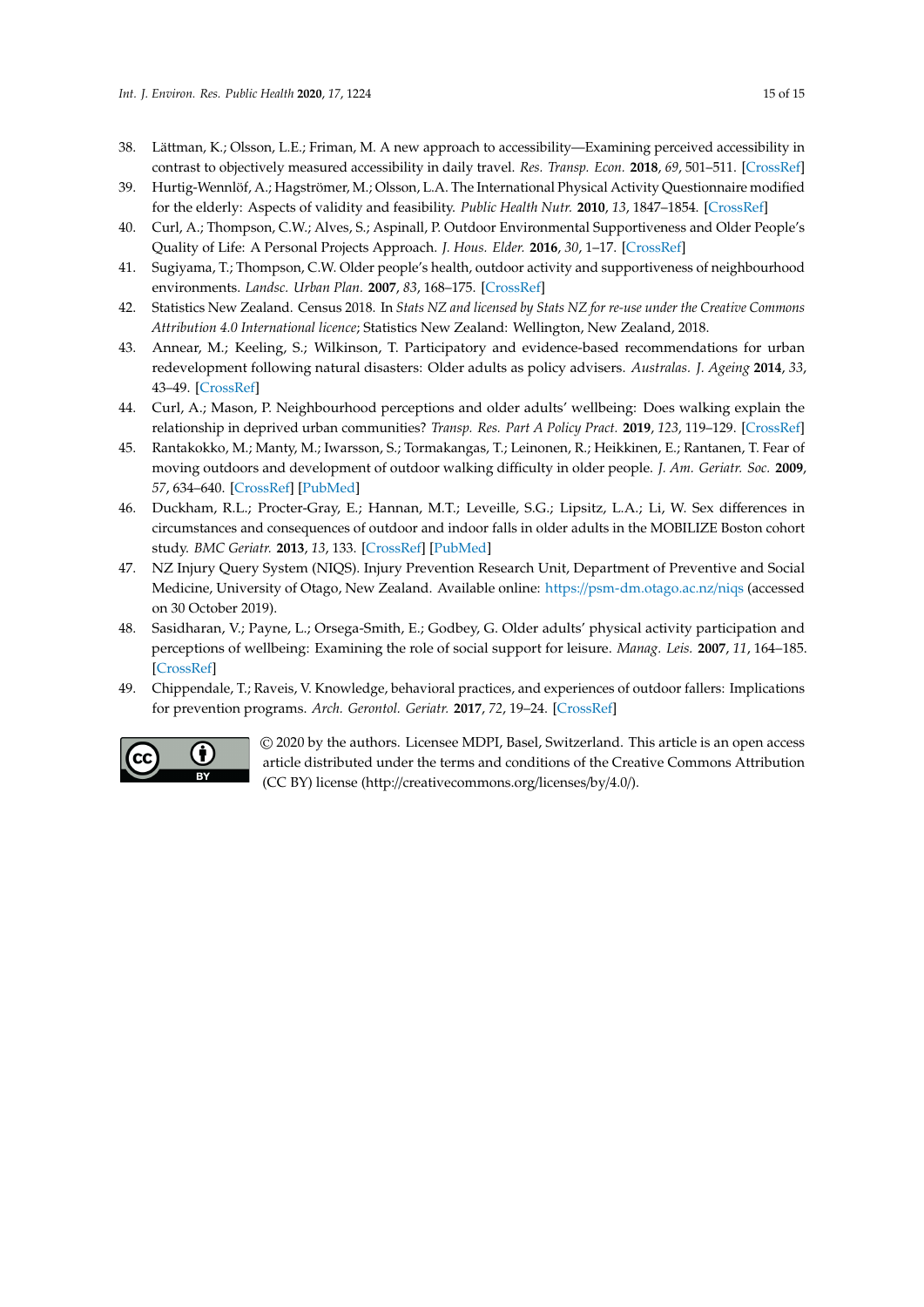38. Lättman, K.; Olsson, L.E.; Friman, M. A new approach to accessibility—Examining perceived accessibility in contrast to objectively measured accessibility in daily travel. *Res. Transp. Econ.* **2018**, *69*, 501–511. [CrossRef]
39. Hurtig-Wennlöf, A.; Hagströmer, M.; Olsson, L.A. The International Physical Activity Questionnaire modified for the elderly: Aspects of validity and feasibility. *Public Health Nutr.* **2010**, *13*, 1847–1854. [CrossRef]
40. Curl, A.; Thompson, C.W.; Alves, S.; Aspinall, P. Outdoor Environmental Supportiveness and Older People's Quality of Life: A Personal Projects Approach. *J. Hous. Elder.* **2016**, *30*, 1–17. [CrossRef]
41. Sugiyama, T.; Thompson, C.W. Older people's health, outdoor activity and supportiveness of neighbourhood environments. *Landsc. Urban Plan.* **2007**, *83*, 168–175. [CrossRef]
42. Statistics New Zealand. Census 2018. In *Stats NZ and licensed by Stats NZ for re-use under the Creative Commons Attribution 4.0 International licence*; Statistics New Zealand: Wellington, New Zealand, 2018.
43. Annear, M.; Keeling, S.; Wilkinson, T. Participatory and evidence-based recommendations for urban redevelopment following natural disasters: Older adults as policy advisers. *Australas. J. Ageing* **2014**, *33*, 43–49. [CrossRef]
44. Curl, A.; Mason, P. Neighbourhood perceptions and older adults' wellbeing: Does walking explain the relationship in deprived urban communities? *Transp. Res. Part A Policy Pract.* **2019**, *123*, 119–129. [CrossRef]
45. Rantakokko, M.; Manty, M.; Iwarsson, S.; Tormakangas, T.; Leinonen, R.; Heikkinen, E.; Rantanen, T. Fear of moving outdoors and development of outdoor walking difficulty in older people. *J. Am. Geriatr. Soc.* **2009**, *57*, 634–640. [CrossRef] [PubMed]
46. Duckham, R.L.; Procter-Gray, E.; Hannan, M.T.; Leveille, S.G.; Lipsitz, L.A.; Li, W. Sex differences in circumstances and consequences of outdoor and indoor falls in older adults in the MOBILIZE Boston cohort study. *BMC Geriatr.* **2013**, *13*, 133. [CrossRef] [PubMed]
47. NZ Injury Query System (NIQS). Injury Prevention Research Unit, Department of Preventive and Social Medicine, University of Otago, New Zealand. Available online: https://psm-dm.otago.ac.nz/niqs (accessed on 30 October 2019).
48. Sasidharan, V.; Payne, L.; Orsega-Smith, E.; Godbey, G. Older adults' physical activity participation and perceptions of wellbeing: Examining the role of social support for leisure. *Manag. Leis.* **2007**, *11*, 164–185. [CrossRef]
49. Chippendale, T.; Raveis, V. Knowledge, behavioral practices, and experiences of outdoor fallers: Implications for prevention programs. *Arch. Gerontol. Geriatr.* **2017**, *72*, 19–24. [CrossRef]

© 2020 by the authors. Licensee MDPI, Basel, Switzerland. This article is an open access article distributed under the terms and conditions of the Creative Commons Attribution (CC BY) license (http://creativecommons.org/licenses/by/4.0/).